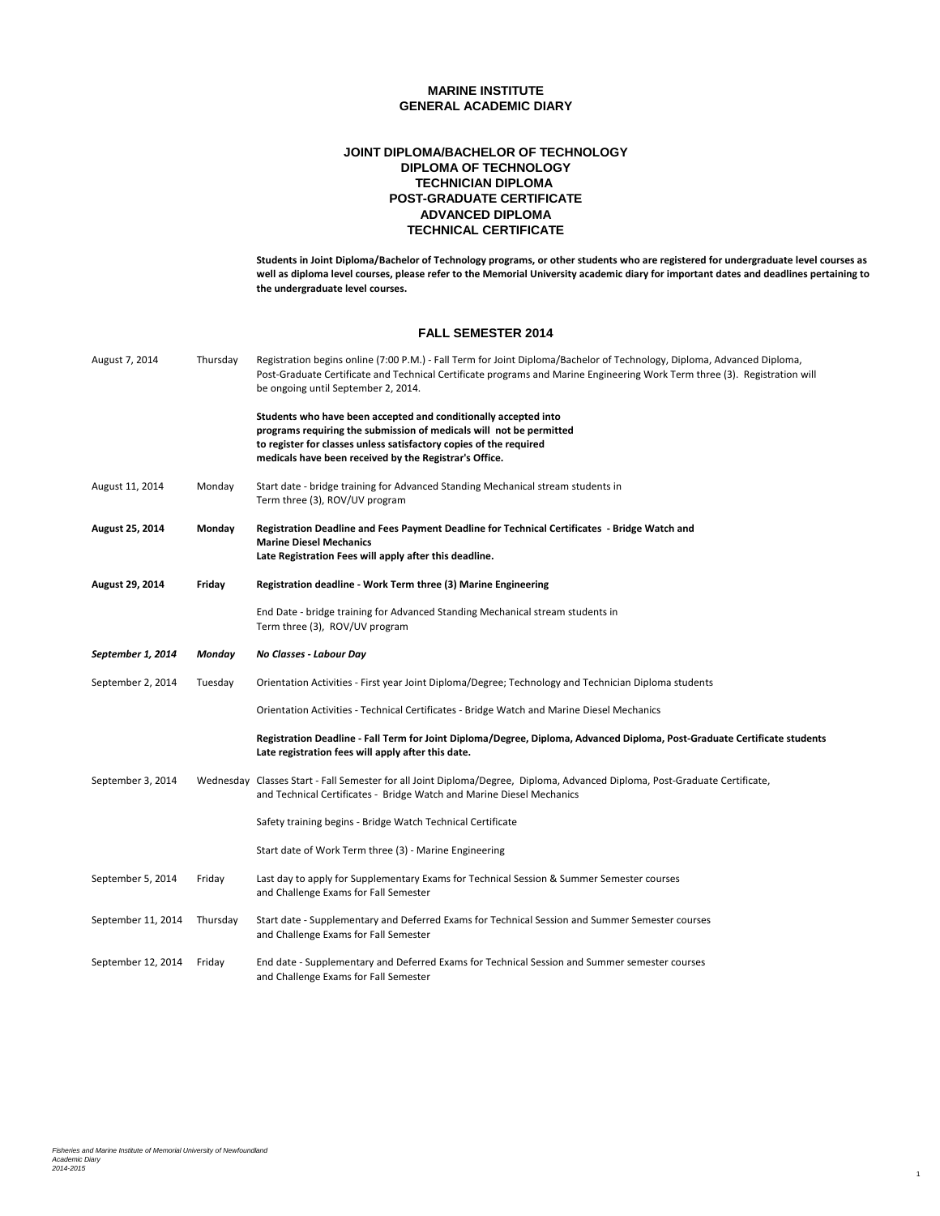# MARINE INSTITUTE
# GENERAL ACADEMIC DIARY

## JOINT DIPLOMA/BACHELOR OF TECHNOLOGY
## DIPLOMA OF TECHNOLOGY
## TECHNICIAN DIPLOMA
## POST-GRADUATE CERTIFICATE
## ADVANCED DIPLOMA
## TECHNICAL CERTIFICATE

**Students in Joint Diploma/Bachelor of Technology programs, or other students who are registered for undergraduate level courses as well as diploma level courses, please refer to the Memorial University academic diary for important dates and deadlines pertaining to the undergraduate level courses.**

## FALL SEMESTER 2014

| Date | Day | Event |
|---|---|---|
| August 7, 2014 | Thursday | Registration begins online (7:00 P.M.) - Fall Term for Joint Diploma/Bachelor of Technology, Diploma, Advanced Diploma, Post-Graduate Certificate and Technical Certificate programs and Marine Engineering Work Term three (3). Registration will be ongoing until September 2, 2014. |
| | | **Students who have been accepted and conditionally accepted into programs requiring the submission of medicals will not be permitted to register for classes unless satisfactory copies of the required medicals have been received by the Registrar's Office.** |
| August 11, 2014 | Monday | Start date - bridge training for Advanced Standing Mechanical stream students in Term three (3), ROV/UV program |
| **August 25, 2014** | **Monday** | **Registration Deadline and Fees Payment Deadline for Technical Certificates - Bridge Watch and Marine Diesel Mechanics** **Late Registration Fees will apply after this deadline.** |
| **August 29, 2014** | **Friday** | **Registration deadline - Work Term three (3) Marine Engineering** |
| | | End Date - bridge training for Advanced Standing Mechanical stream students in Term three (3), ROV/UV program |
| ***September 1, 2014*** | ***Monday*** | ***No Classes - Labour Day*** |
| September 2, 2014 | Tuesday | Orientation Activities - First year Joint Diploma/Degree; Technology and Technician Diploma students |
| | | Orientation Activities - Technical Certificates - Bridge Watch and Marine Diesel Mechanics |
| | | **Registration Deadline - Fall Term for Joint Diploma/Degree, Diploma, Advanced Diploma, Post-Graduate Certificate students** **Late registration fees will apply after this date.** |
| September 3, 2014 | Wednesday | Classes Start - Fall Semester for all Joint Diploma/Degree, Diploma, Advanced Diploma, Post-Graduate Certificate, and Technical Certificates - Bridge Watch and Marine Diesel Mechanics |
| | | Safety training begins - Bridge Watch Technical Certificate |
| | | Start date of Work Term three (3) - Marine Engineering |
| September 5, 2014 | Friday | Last day to apply for Supplementary Exams for Technical Session & Summer Semester courses and Challenge Exams for Fall Semester |
| September 11, 2014 | Thursday | Start date - Supplementary and Deferred Exams for Technical Session and Summer Semester courses and Challenge Exams for Fall Semester |
| September 12, 2014 | Friday | End date - Supplementary and Deferred Exams for Technical Session and Summer semester courses and Challenge Exams for Fall Semester |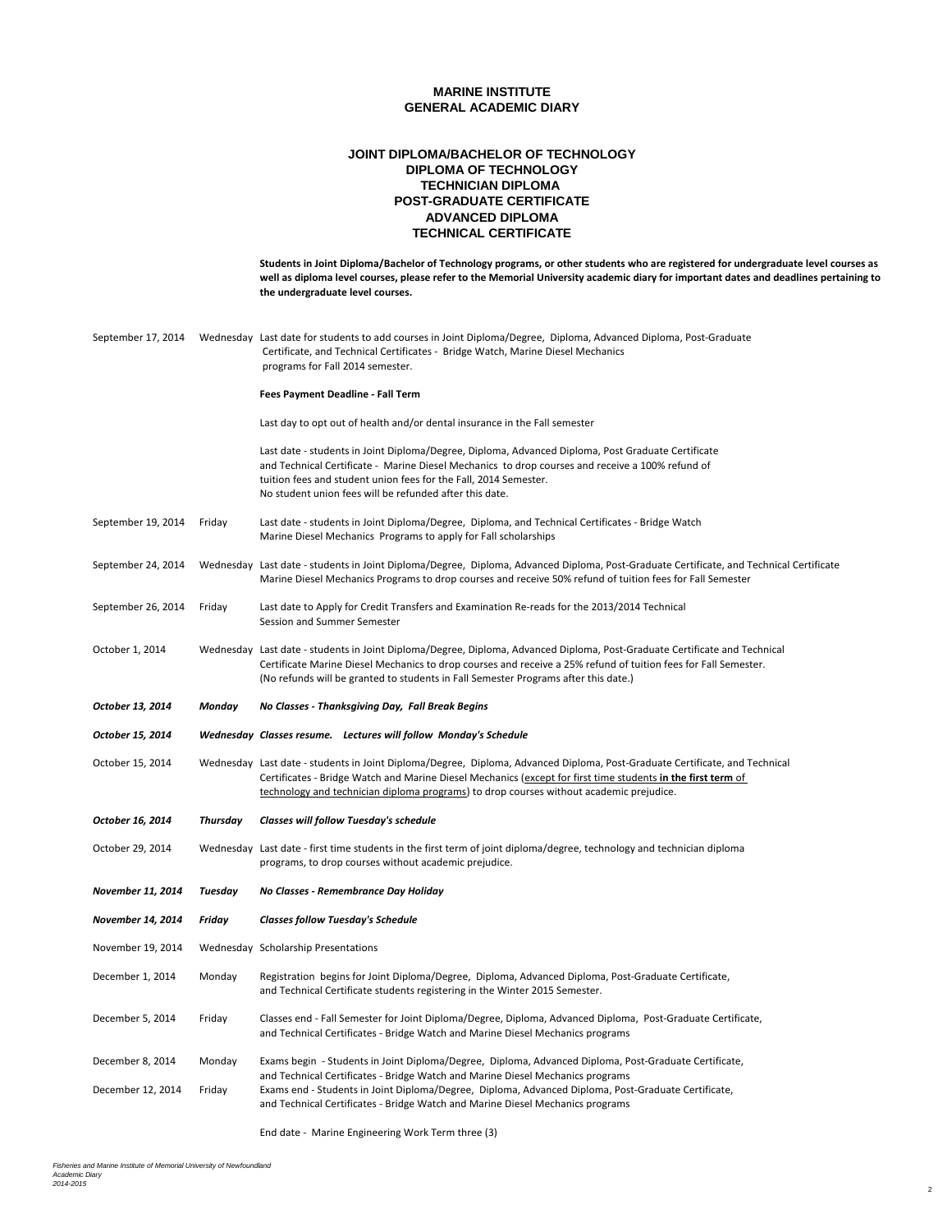# MARINE INSTITUTE
# GENERAL ACADEMIC DIARY

## JOINT DIPLOMA/BACHELOR OF TECHNOLOGY
## DIPLOMA OF TECHNOLOGY
## TECHNICIAN DIPLOMA
## POST-GRADUATE CERTIFICATE
## ADVANCED DIPLOMA
## TECHNICAL CERTIFICATE

**Students in Joint Diploma/Bachelor of Technology programs, or other students who are registered for undergraduate level courses as well as diploma level courses, please refer to the Memorial University academic diary for important dates and deadlines pertaining to the undergraduate level courses.**

| Date | Day | Event |
|---|---|---|
| September 17, 2014 | Wednesday | Last date for students to add courses in Joint Diploma/Degree, Diploma, Advanced Diploma, Post-Graduate Certificate, and Technical Certificates - Bridge Watch, Marine Diesel Mechanics programs for Fall 2014 semester. |
| | | **Fees Payment Deadline - Fall Term** |
| | | Last day to opt out of health and/or dental insurance in the Fall semester |
| | | Last date - students in Joint Diploma/Degree, Diploma, Advanced Diploma, Post Graduate Certificate and Technical Certificate - Marine Diesel Mechanics to drop courses and receive a 100% refund of tuition fees and student union fees for the Fall, 2014 Semester. No student union fees will be refunded after this date. |
| September 19, 2014 | Friday | Last date - students in Joint Diploma/Degree, Diploma, and Technical Certificates - Bridge Watch Marine Diesel Mechanics Programs to apply for Fall scholarships |
| September 24, 2014 | Wednesday | Last date - students in Joint Diploma/Degree, Diploma, Advanced Diploma, Post-Graduate Certificate, and Technical Certificate Marine Diesel Mechanics Programs to drop courses and receive 50% refund of tuition fees for Fall Semester |
| September 26, 2014 | Friday | Last date to Apply for Credit Transfers and Examination Re-reads for the 2013/2014 Technical Session and Summer Semester |
| October 1, 2014 | Wednesday | Last date - students in Joint Diploma/Degree, Diploma, Advanced Diploma, Post-Graduate Certificate and Technical Certificate Marine Diesel Mechanics to drop courses and receive a 25% refund of tuition fees for Fall Semester. (No refunds will be granted to students in Fall Semester Programs after this date.) |
| ***October 13, 2014*** | ***Monday*** | ***No Classes - Thanksgiving Day, Fall Break Begins*** |
| ***October 15, 2014*** | ***Wednesday*** | ***Classes resume. Lectures will follow Monday's Schedule*** |
| October 15, 2014 | Wednesday | Last date - students in Joint Diploma/Degree, Diploma, Advanced Diploma, Post-Graduate Certificate, and Technical Certificates - Bridge Watch and Marine Diesel Mechanics (except for first time students **in the first term** of technology and technician diploma programs) to drop courses without academic prejudice. |
| ***October 16, 2014*** | ***Thursday*** | ***Classes will follow Tuesday's schedule*** |
| October 29, 2014 | Wednesday | Last date - first time students in the first term of joint diploma/degree, technology and technician diploma programs, to drop courses without academic prejudice. |
| ***November 11, 2014*** | ***Tuesday*** | ***No Classes - Remembrance Day Holiday*** |
| ***November 14, 2014*** | ***Friday*** | ***Classes follow Tuesday's Schedule*** |
| November 19, 2014 | Wednesday | Scholarship Presentations |
| December 1, 2014 | Monday | Registration begins for Joint Diploma/Degree, Diploma, Advanced Diploma, Post-Graduate Certificate, and Technical Certificate students registering in the Winter 2015 Semester. |
| December 5, 2014 | Friday | Classes end - Fall Semester for Joint Diploma/Degree, Diploma, Advanced Diploma, Post-Graduate Certificate, and Technical Certificates - Bridge Watch and Marine Diesel Mechanics programs |
| December 8, 2014 | Monday | Exams begin - Students in Joint Diploma/Degree, Diploma, Advanced Diploma, Post-Graduate Certificate, and Technical Certificates - Bridge Watch and Marine Diesel Mechanics programs |
| December 12, 2014 | Friday | Exams end - Students in Joint Diploma/Degree, Diploma, Advanced Diploma, Post-Graduate Certificate, and Technical Certificates - Bridge Watch and Marine Diesel Mechanics programs |
| | | End date - Marine Engineering Work Term three (3) |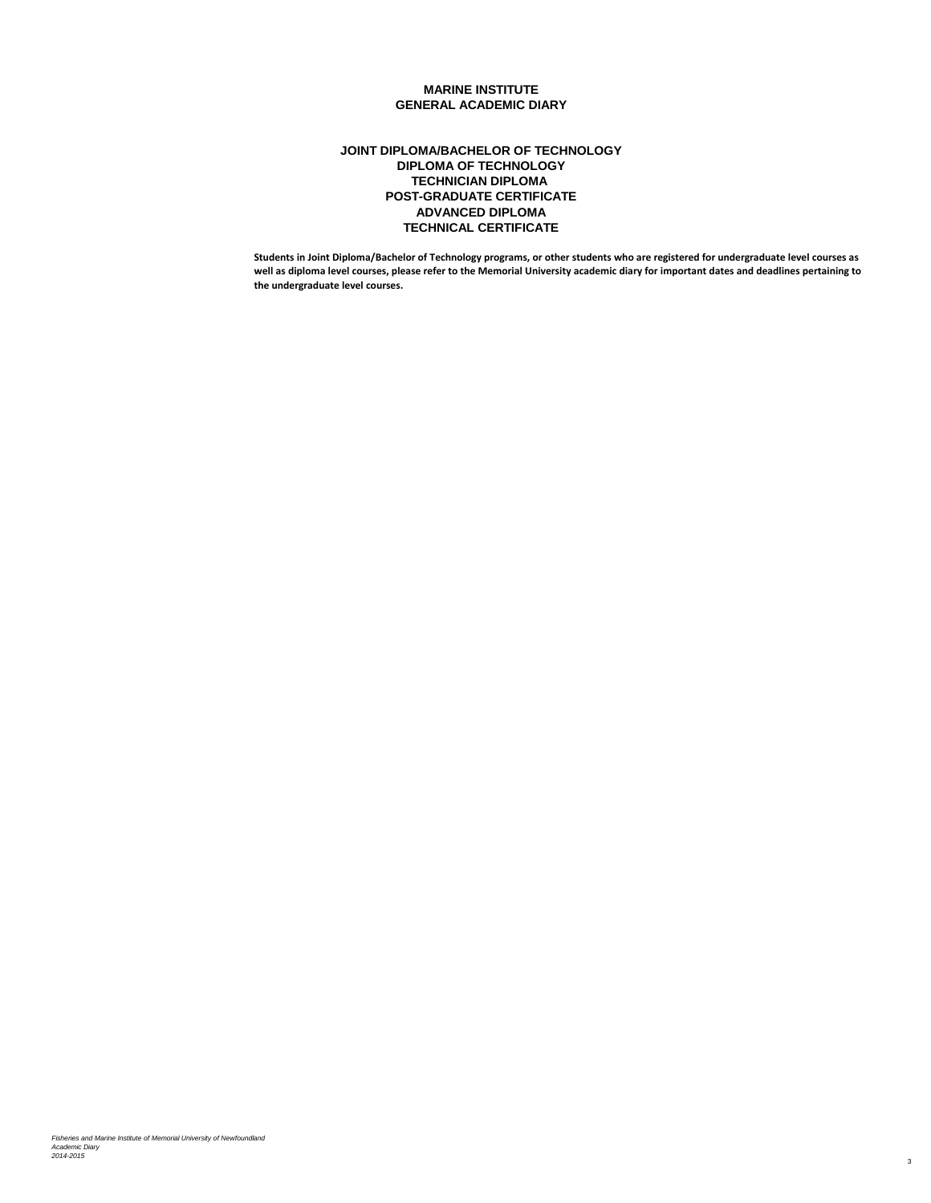# MARINE INSTITUTE
# GENERAL ACADEMIC DIARY

## JOINT DIPLOMA/BACHELOR OF TECHNOLOGY
## DIPLOMA OF TECHNOLOGY
## TECHNICIAN DIPLOMA
## POST-GRADUATE CERTIFICATE
## ADVANCED DIPLOMA
## TECHNICAL CERTIFICATE

**Students in Joint Diploma/Bachelor of Technology programs, or other students who are registered for undergraduate level courses as well as diploma level courses, please refer to the Memorial University academic diary for important dates and deadlines pertaining to the undergraduate level courses.**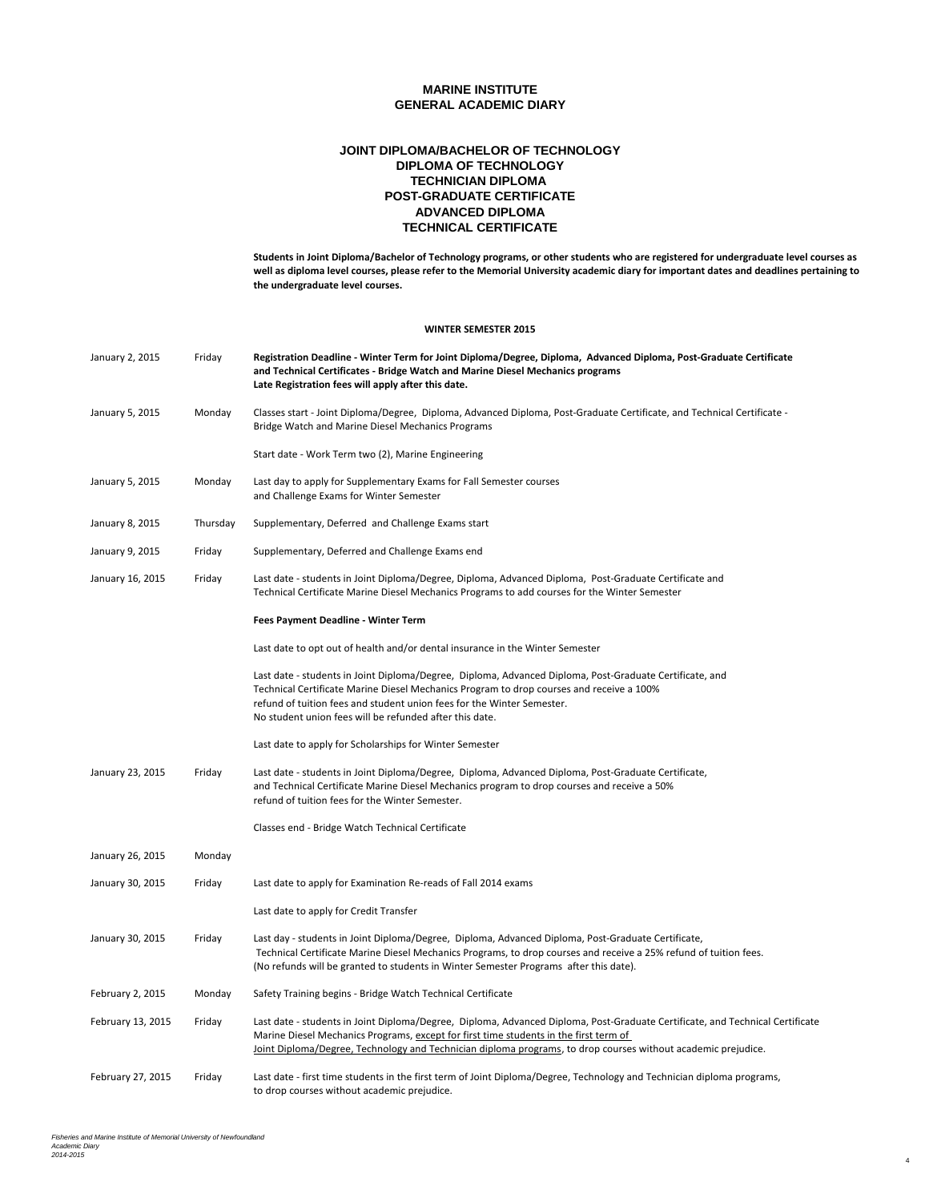# MARINE INSTITUTE
# GENERAL ACADEMIC DIARY

## JOINT DIPLOMA/BACHELOR OF TECHNOLOGY
## DIPLOMA OF TECHNOLOGY
## TECHNICIAN DIPLOMA
## POST-GRADUATE CERTIFICATE
## ADVANCED DIPLOMA
## TECHNICAL CERTIFICATE

**Students in Joint Diploma/Bachelor of Technology programs, or other students who are registered for undergraduate level courses as well as diploma level courses, please refer to the Memorial University academic diary for important dates and deadlines pertaining to the undergraduate level courses.**

### WINTER SEMESTER 2015

| Date | Day | Event |
|---|---|---|
| January 2, 2015 | Friday | **Registration Deadline - Winter Term for Joint Diploma/Degree, Diploma, Advanced Diploma, Post-Graduate Certificate and Technical Certificates - Bridge Watch and Marine Diesel Mechanics programs Late Registration fees will apply after this date.** |
| January 5, 2015 | Monday | Classes start - Joint Diploma/Degree, Diploma, Advanced Diploma, Post-Graduate Certificate, and Technical Certificate - Bridge Watch and Marine Diesel Mechanics Programs |
| | | Start date - Work Term two (2), Marine Engineering |
| January 5, 2015 | Monday | Last day to apply for Supplementary Exams for Fall Semester courses and Challenge Exams for Winter Semester |
| January 8, 2015 | Thursday | Supplementary, Deferred and Challenge Exams start |
| January 9, 2015 | Friday | Supplementary, Deferred and Challenge Exams end |
| January 16, 2015 | Friday | Last date - students in Joint Diploma/Degree, Diploma, Advanced Diploma, Post-Graduate Certificate and Technical Certificate Marine Diesel Mechanics Programs to add courses for the Winter Semester |
| | | **Fees Payment Deadline - Winter Term** |
| | | Last date to opt out of health and/or dental insurance in the Winter Semester |
| | | Last date - students in Joint Diploma/Degree, Diploma, Advanced Diploma, Post-Graduate Certificate, and Technical Certificate Marine Diesel Mechanics Program to drop courses and receive a 100% refund of tuition fees and student union fees for the Winter Semester. No student union fees will be refunded after this date. |
| | | Last date to apply for Scholarships for Winter Semester |
| January 23, 2015 | Friday | Last date - students in Joint Diploma/Degree, Diploma, Advanced Diploma, Post-Graduate Certificate, and Technical Certificate Marine Diesel Mechanics program to drop courses and receive a 50% refund of tuition fees for the Winter Semester. |
| | | Classes end - Bridge Watch Technical Certificate |
| January 26, 2015 | Monday | |
| January 30, 2015 | Friday | Last date to apply for Examination Re-reads of Fall 2014 exams |
| | | Last date to apply for Credit Transfer |
| January 30, 2015 | Friday | Last day - students in Joint Diploma/Degree, Diploma, Advanced Diploma, Post-Graduate Certificate, Technical Certificate Marine Diesel Mechanics Programs, to drop courses and receive a 25% refund of tuition fees. (No refunds will be granted to students in Winter Semester Programs after this date). |
| February 2, 2015 | Monday | Safety Training begins - Bridge Watch Technical Certificate |
| February 13, 2015 | Friday | Last date - students in Joint Diploma/Degree, Diploma, Advanced Diploma, Post-Graduate Certificate, and Technical Certificate Marine Diesel Mechanics Programs, except for first time students in the first term of Joint Diploma/Degree, Technology and Technician diploma programs, to drop courses without academic prejudice. |
| February 27, 2015 | Friday | Last date - first time students in the first term of Joint Diploma/Degree, Technology and Technician diploma programs, to drop courses without academic prejudice. |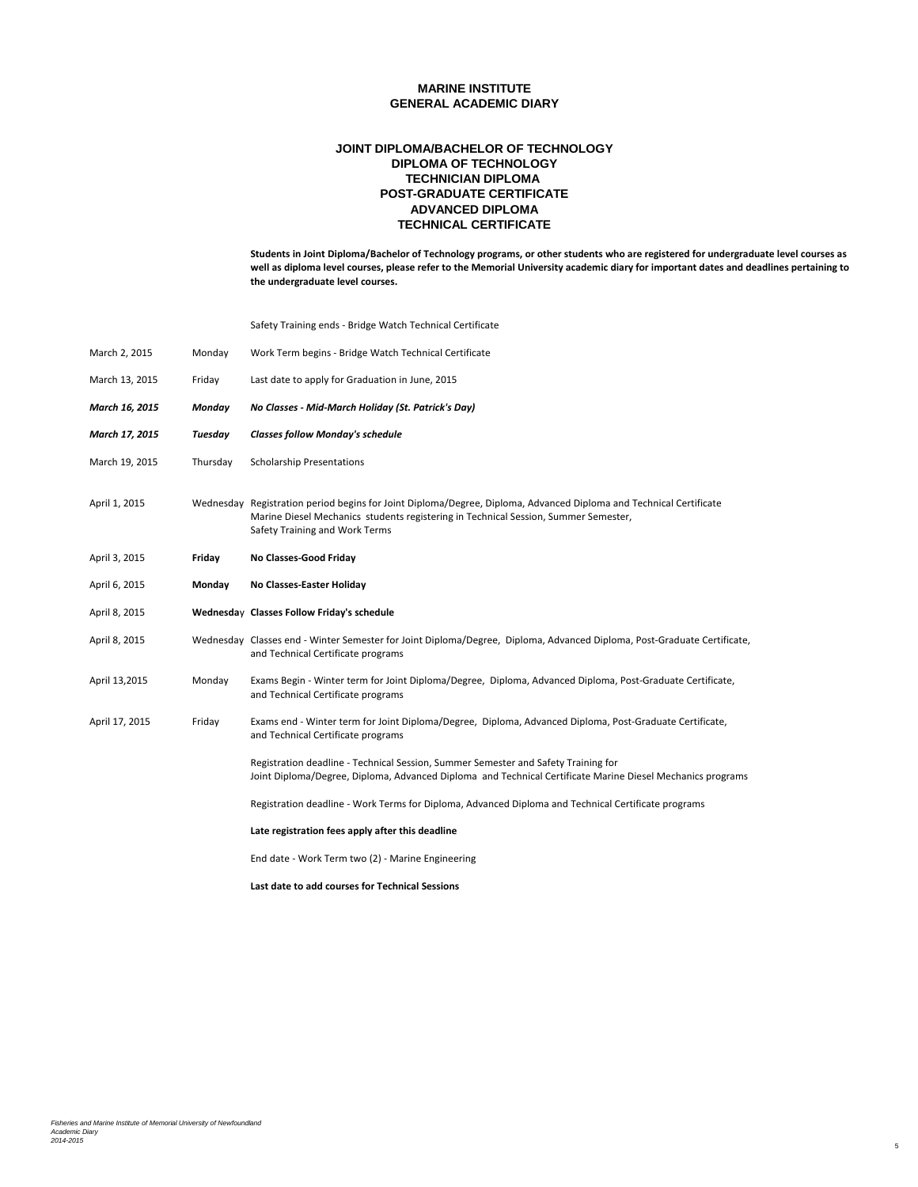# MARINE INSTITUTE
## GENERAL ACADEMIC DIARY

### JOINT DIPLOMA/BACHELOR OF TECHNOLOGY
### DIPLOMA OF TECHNOLOGY
### TECHNICIAN DIPLOMA
### POST-GRADUATE CERTIFICATE
### ADVANCED DIPLOMA
### TECHNICAL CERTIFICATE

**Students in Joint Diploma/Bachelor of Technology programs, or other students who are registered for undergraduate level courses as well as diploma level courses, please refer to the Memorial University academic diary for important dates and deadlines pertaining to the undergraduate level courses.**

| Date | Day | Event |
|---|---|---|
| | | Safety Training ends - Bridge Watch Technical Certificate |
| March 2, 2015 | Monday | Work Term begins - Bridge Watch Technical Certificate |
| March 13, 2015 | Friday | Last date to apply for Graduation in June, 2015 |
| ***March 16, 2015*** | ***Monday*** | ***No Classes - Mid-March Holiday (St. Patrick's Day)*** |
| ***March 17, 2015*** | ***Tuesday*** | ***Classes follow Monday's schedule*** |
| March 19, 2015 | Thursday | Scholarship Presentations |
| April 1, 2015 | Wednesday | Registration period begins for Joint Diploma/Degree, Diploma, Advanced Diploma and Technical Certificate Marine Diesel Mechanics students registering in Technical Session, Summer Semester, Safety Training and Work Terms |
| April 3, 2015 | **Friday** | **No Classes-Good Friday** |
| April 6, 2015 | **Monday** | **No Classes-Easter Holiday** |
| April 8, 2015 | **Wednesday** | **Classes Follow Friday's schedule** |
| April 8, 2015 | Wednesday | Classes end - Winter Semester for Joint Diploma/Degree, Diploma, Advanced Diploma, Post-Graduate Certificate, and Technical Certificate programs |
| April 13,2015 | Monday | Exams Begin - Winter term for Joint Diploma/Degree, Diploma, Advanced Diploma, Post-Graduate Certificate, and Technical Certificate programs |
| April 17, 2015 | Friday | Exams end - Winter term for Joint Diploma/Degree, Diploma, Advanced Diploma, Post-Graduate Certificate, and Technical Certificate programs |
| | | Registration deadline - Technical Session, Summer Semester and Safety Training for Joint Diploma/Degree, Diploma, Advanced Diploma and Technical Certificate Marine Diesel Mechanics programs |
| | | Registration deadline - Work Terms for Diploma, Advanced Diploma and Technical Certificate programs |
| | | **Late registration fees apply after this deadline** |
| | | End date - Work Term two (2) - Marine Engineering |
| | | **Last date to add courses for Technical Sessions** |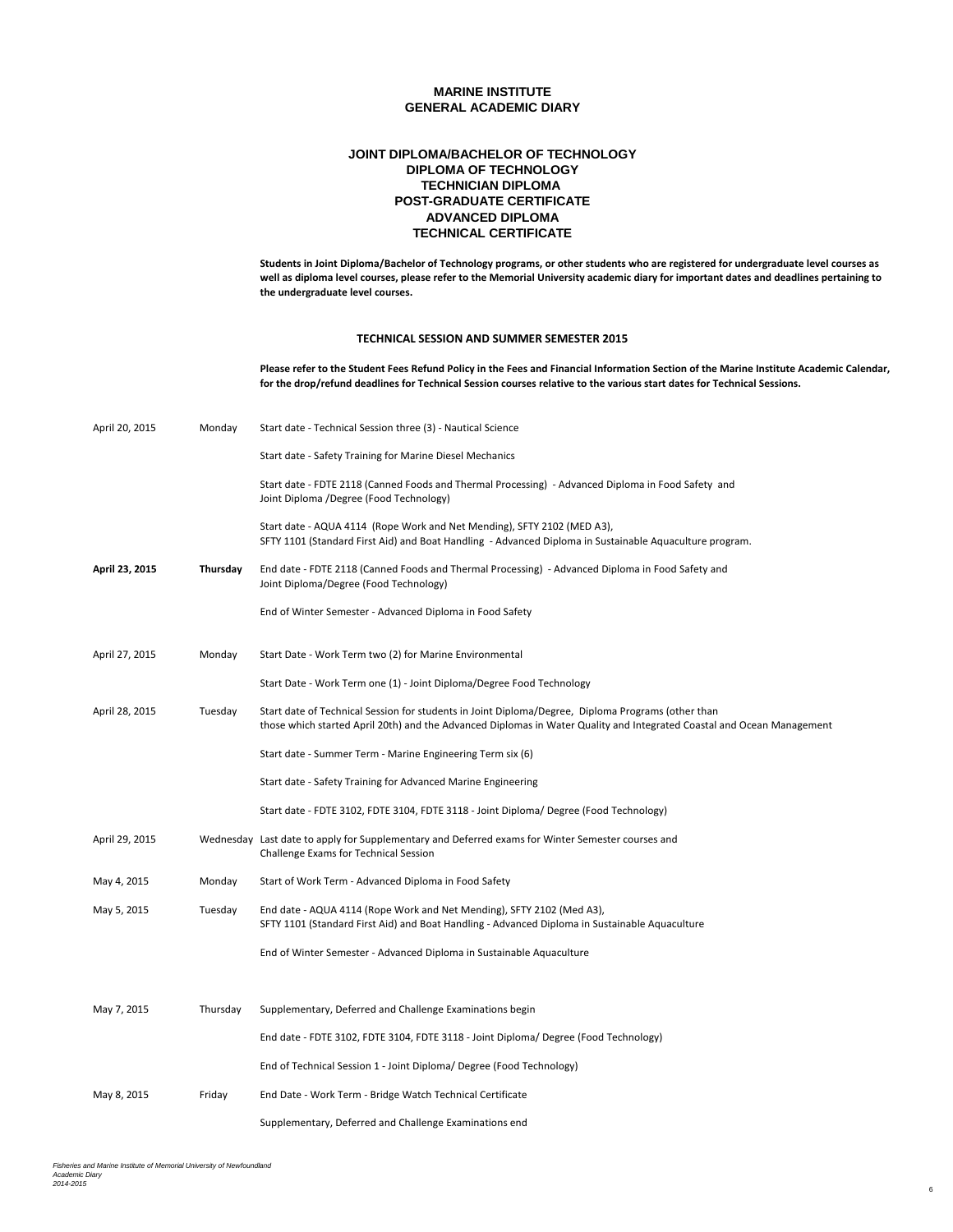# MARINE INSTITUTE
# GENERAL ACADEMIC DIARY

## JOINT DIPLOMA/BACHELOR OF TECHNOLOGY
## DIPLOMA OF TECHNOLOGY
## TECHNICIAN DIPLOMA
## POST-GRADUATE CERTIFICATE
## ADVANCED DIPLOMA
## TECHNICAL CERTIFICATE

**Students in Joint Diploma/Bachelor of Technology programs, or other students who are registered for undergraduate level courses as well as diploma level courses, please refer to the Memorial University academic diary for important dates and deadlines pertaining to the undergraduate level courses.**

### TECHNICAL SESSION AND SUMMER SEMESTER 2015

**Please refer to the Student Fees Refund Policy in the Fees and Financial Information Section of the Marine Institute Academic Calendar, for the drop/refund deadlines for Technical Session courses relative to the various start dates for Technical Sessions.**

| Date | Day | Event |
|---|---|---|
| April 20, 2015 | Monday | Start date - Technical Session three (3) - Nautical Science |
| | | Start date - Safety Training for Marine Diesel Mechanics |
| | | Start date - FDTE 2118 (Canned Foods and Thermal Processing) - Advanced Diploma in Food Safety and Joint Diploma /Degree (Food Technology) |
| | | Start date - AQUA 4114 (Rope Work and Net Mending), SFTY 2102 (MED A3), SFTY 1101 (Standard First Aid) and Boat Handling - Advanced Diploma in Sustainable Aquaculture program. |
| **April 23, 2015** | **Thursday** | End date - FDTE 2118 (Canned Foods and Thermal Processing) - Advanced Diploma in Food Safety and Joint Diploma/Degree (Food Technology) |
| | | End of Winter Semester - Advanced Diploma in Food Safety |
| April 27, 2015 | Monday | Start Date - Work Term two (2) for Marine Environmental |
| | | Start Date - Work Term one (1) - Joint Diploma/Degree Food Technology |
| April 28, 2015 | Tuesday | Start date of Technical Session for students in Joint Diploma/Degree, Diploma Programs (other than those which started April 20th) and the Advanced Diplomas in Water Quality and Integrated Coastal and Ocean Management |
| | | Start date - Summer Term - Marine Engineering Term six (6) |
| | | Start date - Safety Training for Advanced Marine Engineering |
| | | Start date - FDTE 3102, FDTE 3104, FDTE 3118 - Joint Diploma/ Degree (Food Technology) |
| April 29, 2015 | Wednesday | Last date to apply for Supplementary and Deferred exams for Winter Semester courses and Challenge Exams for Technical Session |
| May 4, 2015 | Monday | Start of Work Term - Advanced Diploma in Food Safety |
| May 5, 2015 | Tuesday | End date - AQUA 4114 (Rope Work and Net Mending), SFTY 2102 (Med A3), SFTY 1101 (Standard First Aid) and Boat Handling - Advanced Diploma in Sustainable Aquaculture |
| | | End of Winter Semester - Advanced Diploma in Sustainable Aquaculture |
| May 7, 2015 | Thursday | Supplementary, Deferred and Challenge Examinations begin |
| | | End date - FDTE 3102, FDTE 3104, FDTE 3118 - Joint Diploma/ Degree (Food Technology) |
| | | End of Technical Session 1 - Joint Diploma/ Degree (Food Technology) |
| May 8, 2015 | Friday | End Date - Work Term - Bridge Watch Technical Certificate |
| | | Supplementary, Deferred and Challenge Examinations end |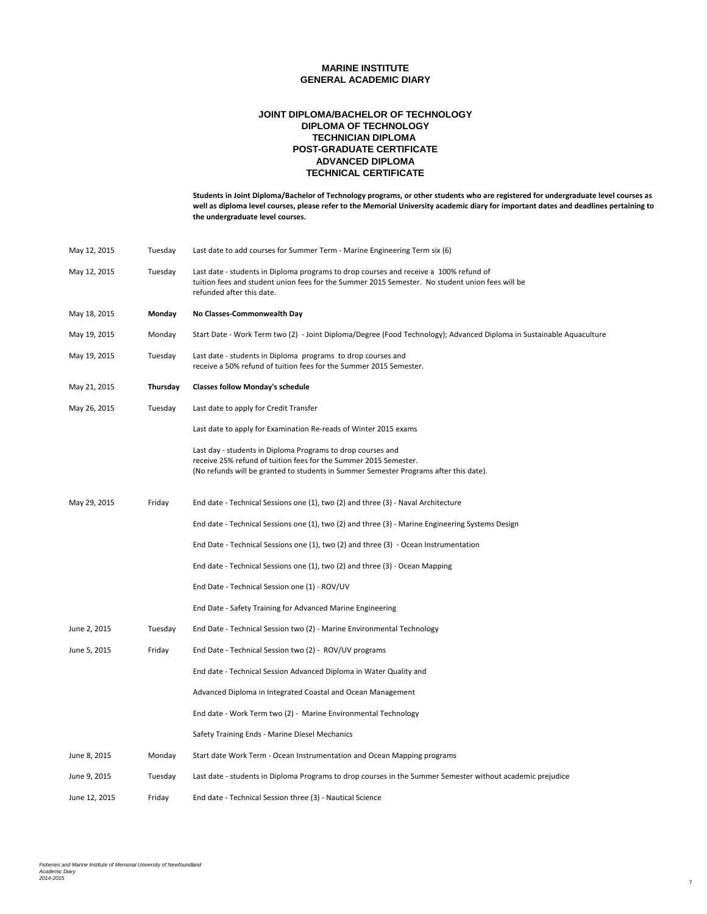# MARINE INSTITUTE
## GENERAL ACADEMIC DIARY

### JOINT DIPLOMA/BACHELOR OF TECHNOLOGY
### DIPLOMA OF TECHNOLOGY
### TECHNICIAN DIPLOMA
### POST-GRADUATE CERTIFICATE
### ADVANCED DIPLOMA
### TECHNICAL CERTIFICATE

**Students in Joint Diploma/Bachelor of Technology programs, or other students who are registered for undergraduate level courses as well as diploma level courses, please refer to the Memorial University academic diary for important dates and deadlines pertaining to the undergraduate level courses.**

| Date | Day | Event |
|---|---|---|
| May 12, 2015 | Tuesday | Last date to add courses for Summer Term - Marine Engineering Term six (6) |
| May 12, 2015 | Tuesday | Last date - students in Diploma programs to drop courses and receive a 100% refund of tuition fees and student union fees for the Summer 2015 Semester. No student union fees will be refunded after this date. |
| May 18, 2015 | **Monday** | **No Classes-Commonwealth Day** |
| May 19, 2015 | Monday | Start Date - Work Term two (2) - Joint Diploma/Degree (Food Technology); Advanced Diploma in Sustainable Aquaculture |
| May 19, 2015 | Tuesday | Last date - students in Diploma programs to drop courses and receive a 50% refund of tuition fees for the Summer 2015 Semester. |
| May 21, 2015 | **Thursday** | **Classes follow Monday's schedule** |
| May 26, 2015 | Tuesday | Last date to apply for Credit Transfer |
| | | Last date to apply for Examination Re-reads of Winter 2015 exams |
| | | Last day - students in Diploma Programs to drop courses and receive 25% refund of tuition fees for the Summer 2015 Semester. (No refunds will be granted to students in Summer Semester Programs after this date). |
| May 29, 2015 | Friday | End date - Technical Sessions one (1), two (2) and three (3) - Naval Architecture |
| | | End date - Technical Sessions one (1), two (2) and three (3) - Marine Engineering Systems Design |
| | | End Date - Technical Sessions one (1), two (2) and three (3) - Ocean Instrumentation |
| | | End date - Technical Sessions one (1), two (2) and three (3) - Ocean Mapping |
| | | End Date - Technical Session one (1) - ROV/UV |
| | | End Date - Safety Training for Advanced Marine Engineering |
| June 2, 2015 | Tuesday | End Date - Technical Session two (2) - Marine Environmental Technology |
| June 5, 2015 | Friday | End Date - Technical Session two (2) - ROV/UV programs |
| | | End date - Technical Session Advanced Diploma in Water Quality and |
| | | Advanced Diploma in Integrated Coastal and Ocean Management |
| | | End date - Work Term two (2) - Marine Environmental Technology |
| | | Safety Training Ends - Marine Diesel Mechanics |
| June 8, 2015 | Monday | Start date Work Term - Ocean Instrumentation and Ocean Mapping programs |
| June 9, 2015 | Tuesday | Last date - students in Diploma Programs to drop courses in the Summer Semester without academic prejudice |
| June 12, 2015 | Friday | End date - Technical Session three (3) - Nautical Science |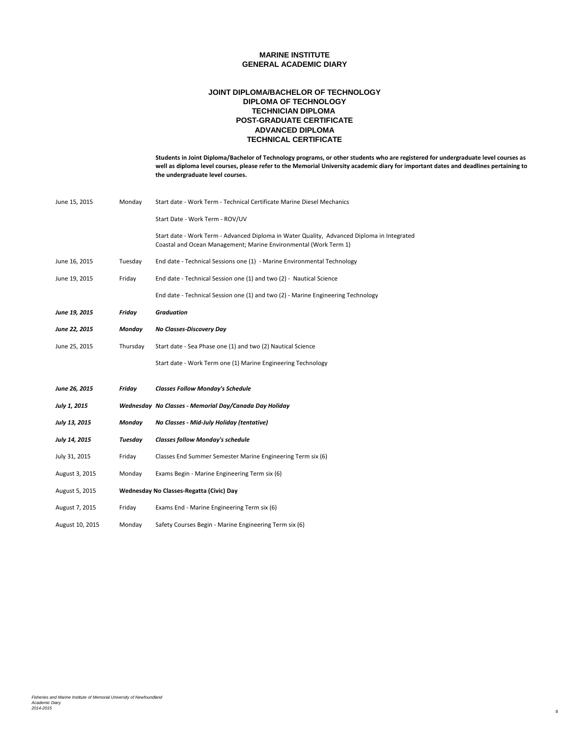# MARINE INSTITUTE
## GENERAL ACADEMIC DIARY

### JOINT DIPLOMA/BACHELOR OF TECHNOLOGY
### DIPLOMA OF TECHNOLOGY
### TECHNICIAN DIPLOMA
### POST-GRADUATE CERTIFICATE
### ADVANCED DIPLOMA
### TECHNICAL CERTIFICATE

**Students in Joint Diploma/Bachelor of Technology programs, or other students who are registered for undergraduate level courses as well as diploma level courses, please refer to the Memorial University academic diary for important dates and deadlines pertaining to the undergraduate level courses.**

| Date | Day | Event |
|---|---|---|
| June 15, 2015 | Monday | Start date - Work Term - Technical Certificate Marine Diesel Mechanics |
| | | Start Date - Work Term - ROV/UV |
| | | Start date - Work Term - Advanced Diploma in Water Quality, Advanced Diploma in Integrated Coastal and Ocean Management; Marine Environmental (Work Term 1) |
| June 16, 2015 | Tuesday | End date - Technical Sessions one (1) - Marine Environmental Technology |
| June 19, 2015 | Friday | End date - Technical Session one (1) and two (2) - Nautical Science |
| | | End date - Technical Session one (1) and two (2) - Marine Engineering Technology |
| ***June 19, 2015*** | ***Friday*** | ***Graduation*** |
| ***June 22, 2015*** | ***Monday*** | ***No Classes-Discovery Day*** |
| June 25, 2015 | Thursday | Start date - Sea Phase one (1) and two (2) Nautical Science |
| | | Start date - Work Term one (1) Marine Engineering Technology |
| ***June 26, 2015*** | ***Friday*** | ***Classes Follow Monday's Schedule*** |
| ***July 1, 2015*** | ***Wednesday*** | ***No Classes - Memorial Day/Canada Day Holiday*** |
| ***July 13, 2015*** | ***Monday*** | ***No Classes - Mid-July Holiday (tentative)*** |
| ***July 14, 2015*** | ***Tuesday*** | ***Classes follow Monday's schedule*** |
| July 31, 2015 | Friday | Classes End Summer Semester Marine Engineering Term six (6) |
| August 3, 2015 | Monday | Exams Begin - Marine Engineering Term six (6) |
| August 5, 2015 | **Wednesday** | **No Classes-Regatta (Civic) Day** |
| August 7, 2015 | Friday | Exams End - Marine Engineering Term six (6) |
| August 10, 2015 | Monday | Safety Courses Begin - Marine Engineering Term six (6) |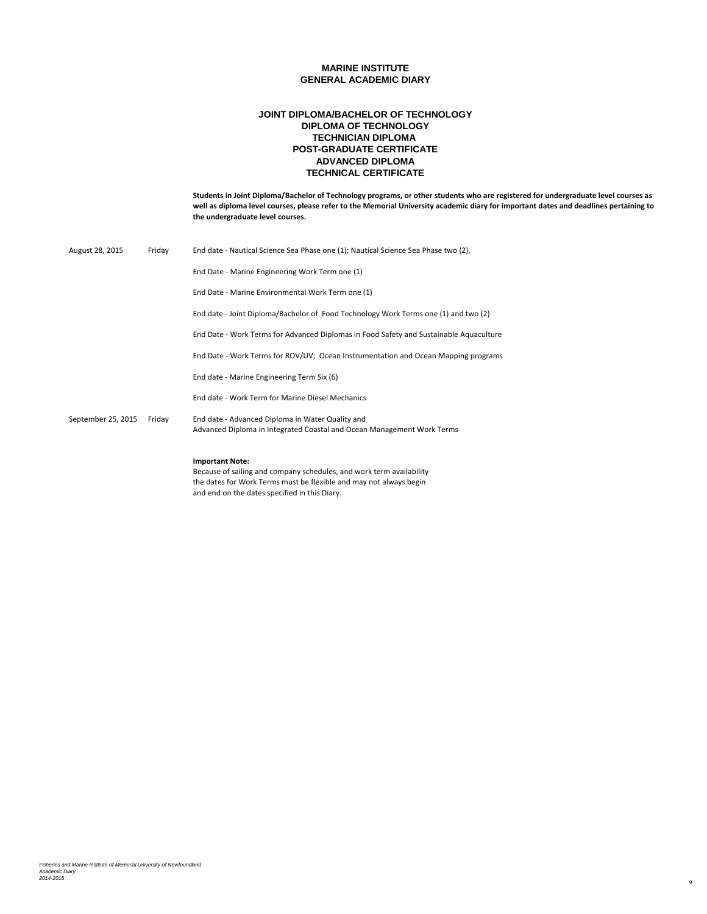# MARINE INSTITUTE
# GENERAL ACADEMIC DIARY

## JOINT DIPLOMA/BACHELOR OF TECHNOLOGY
## DIPLOMA OF TECHNOLOGY
## TECHNICIAN DIPLOMA
## POST-GRADUATE CERTIFICATE
## ADVANCED DIPLOMA
## TECHNICAL CERTIFICATE

**Students in Joint Diploma/Bachelor of Technology programs, or other students who are registered for undergraduate level courses as well as diploma level courses, please refer to the Memorial University academic diary for important dates and deadlines pertaining to the undergraduate level courses.**

| | | |
|---|---|---|
| August 28, 2015 | Friday | End date - Nautical Science Sea Phase one (1); Nautical Science Sea Phase two (2), |
| | | End Date - Marine Engineering Work Term one (1) |
| | | End Date - Marine Environmental Work Term one (1) |
| | | End date - Joint Diploma/Bachelor of Food Technology Work Terms one (1) and two (2) |
| | | End Date - Work Terms for Advanced Diplomas in Food Safety and Sustainable Aquaculture |
| | | End Date - Work Terms for ROV/UV; Ocean Instrumentation and Ocean Mapping programs |
| | | End date - Marine Engineering Term Six (6) |
| | | End date - Work Term for Marine Diesel Mechanics |
| September 25, 2015 | Friday | End date - Advanced Diploma in Water Quality and Advanced Diploma in Integrated Coastal and Ocean Management Work Terms |

**Important Note:**
Because of sailing and company schedules, and work term availability the dates for Work Terms must be flexible and may not always begin and end on the dates specified in this Diary.